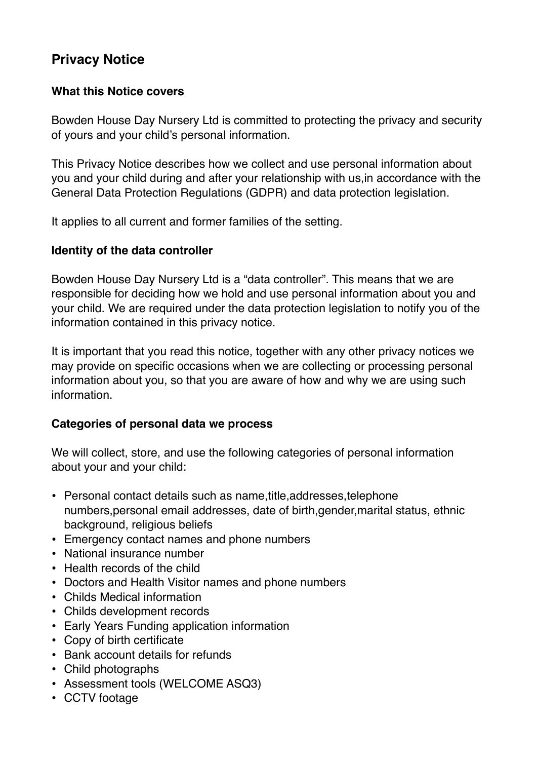## Privacy Notice

### What this Notice covers

Bowden House Day Nursery Ltd is committed to protecting the privacy and security of yours and your child's personal information.

This Privacy Notice describes how we collect and use personal information about you and your child during and after your relationship with us,in accordance with the General Data Protection Regulations (GDPR) and data protection legislation.

It applies to all current and former families of the setting.

### Identity of the data controller

Bowden House Day Nursery Ltd is a "data controller". This means that we are responsible for deciding how we hold and use personal information about you and your child. We are required under the data protection legislation to notify you of the information contained in this privacy notice.

It is important that you read this notice, together with any other privacy notices we may provide on specific occasions when we are collecting or processing personal information about you, so that you are aware of how and why we are using such information.

### Categories of personal data we process

We will collect, store, and use the following categories of personal information about your and your child:

- Personal contact details such as name,title,addresses,telephone numbers,personal email addresses, date of birth,gender,marital status, ethnic background, religious beliefs
- Emergency contact names and phone numbers
- National insurance number
- Health records of the child
- Doctors and Health Visitor names and phone numbers
- Childs Medical information
- Childs development records
- Early Years Funding application information
- Copy of birth certificate
- Bank account details for refunds
- Child photographs
- Assessment tools (WELCOME ASQ3)
- CCTV footage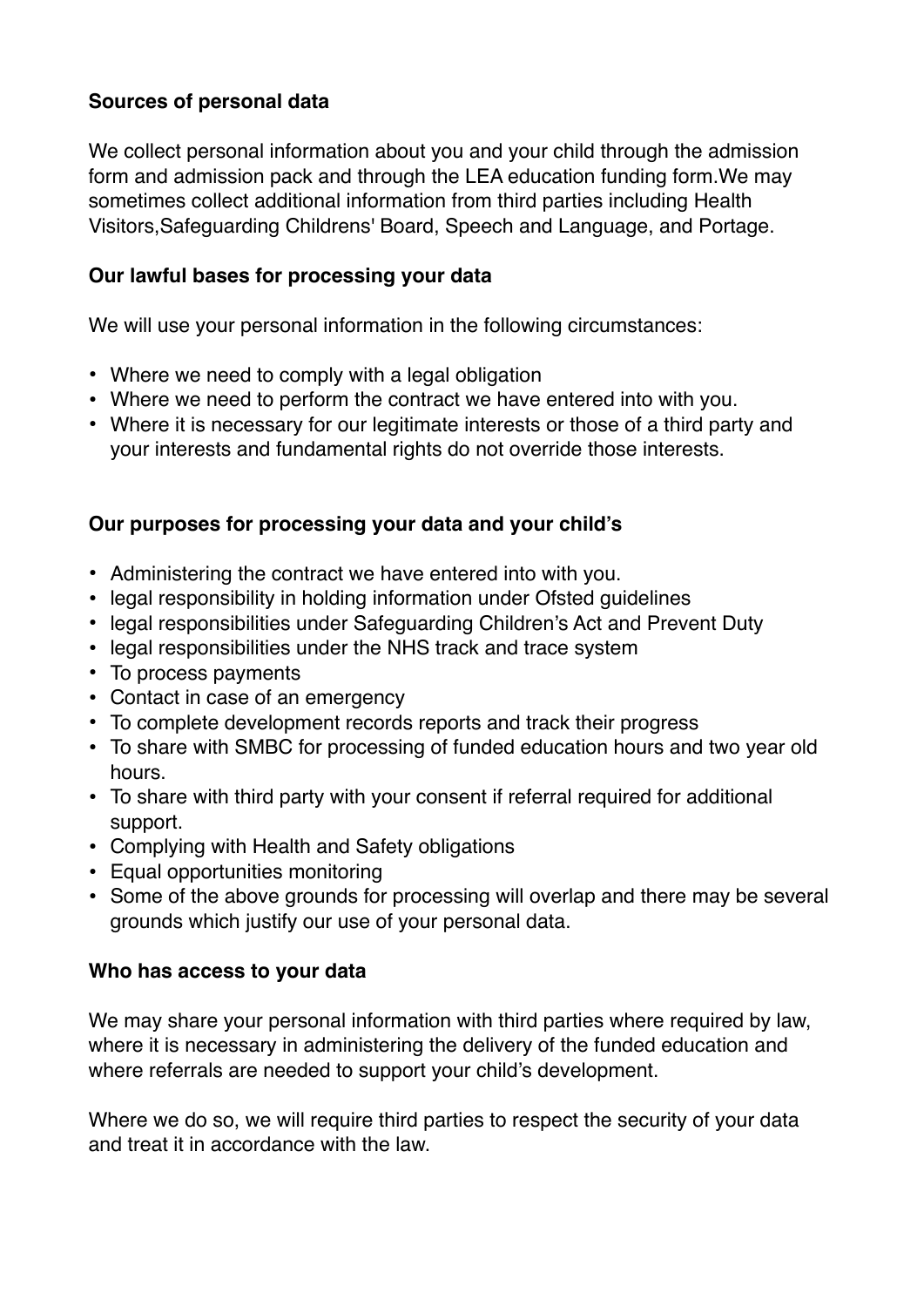**Sources of personal data**

We collect personal information about you and your child through the admission form and admission pack and through the LEA education funding form.We may sometimes collect additional information from third parties including Health Visitors,Safeguarding Childrens' Board, Speech and Language, and Portage.

**Our lawful bases for processing your data**

We will use your personal information in the following circumstances:

- Where we need to comply with a legal obligation
- Where we need to perform the contract we have entered into with you.
- Where it is necessary for our legitimate interests or those of a third party and your interests and fundamental rights do not override those interests.

**Our purposes for processing your data and your child's**

- Administering the contract we have entered into with you.
- legal responsibility in holding information under Ofsted guidelines
- legal responsibilities under Safeguarding Children's Act and Prevent Duty
- legal responsibilities under the NHS track and trace system
- To process payments
- Contact in case of an emergency
- To complete development records reports and track their progress
- To share with SMBC for processing of funded education hours and two year old hours.
- To share with third party with your consent if referral required for additional support.
- Complying with Health and Safety obligations
- Equal opportunities monitoring
- Some of the above grounds for processing will overlap and there may be several grounds which justify our use of your personal data.

**Who has access to your data**

We may share your personal information with third parties where required by law, where it is necessary in administering the delivery of the funded education and where referrals are needed to support your child's development.

Where we do so, we will require third parties to respect the security of your data and treat it in accordance with the law.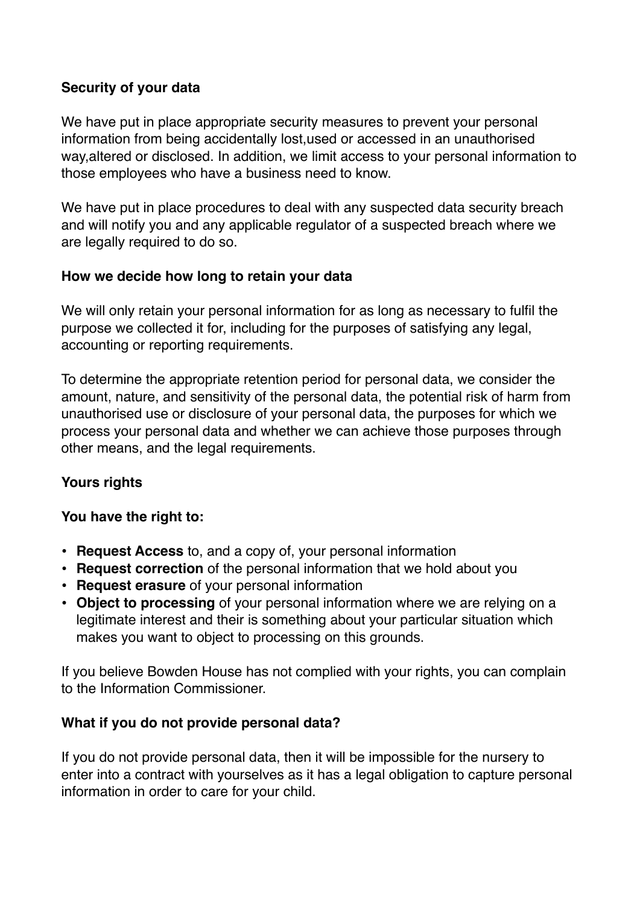**Security of your data**

We have put in place appropriate security measures to prevent your personal information from being accidentally lost,used or accessed in an unauthorised way,altered or disclosed. In addition, we limit access to your personal information to those employees who have a business need to know.

We have put in place procedures to deal with any suspected data security breach and will notify you and any applicable regulator of a suspected breach where we are legally required to do so.

**How we decide how long to retain your data**

We will only retain your personal information for as long as necessary to fulfil the purpose we collected it for, including for the purposes of satisfying any legal, accounting or reporting requirements.

To determine the appropriate retention period for personal data, we consider the amount, nature, and sensitivity of the personal data, the potential risk of harm from unauthorised use or disclosure of your personal data, the purposes for which we process your personal data and whether we can achieve those purposes through other means, and the legal requirements.

**Yours rights**

**You have the right to:**

- **Request Access** to, and a copy of, your personal information
- **Request correction** of the personal information that we hold about you
- **Request erasure** of your personal information
- **Object to processing** of your personal information where we are relying on a legitimate interest and their is something about your particular situation which makes you want to object to processing on this grounds.

If you believe Bowden House has not complied with your rights, you can complain to the Information Commissioner.

**What if you do not provide personal data?**

If you do not provide personal data, then it will be impossible for the nursery to enter into a contract with yourselves as it has a legal obligation to capture personal information in order to care for your child.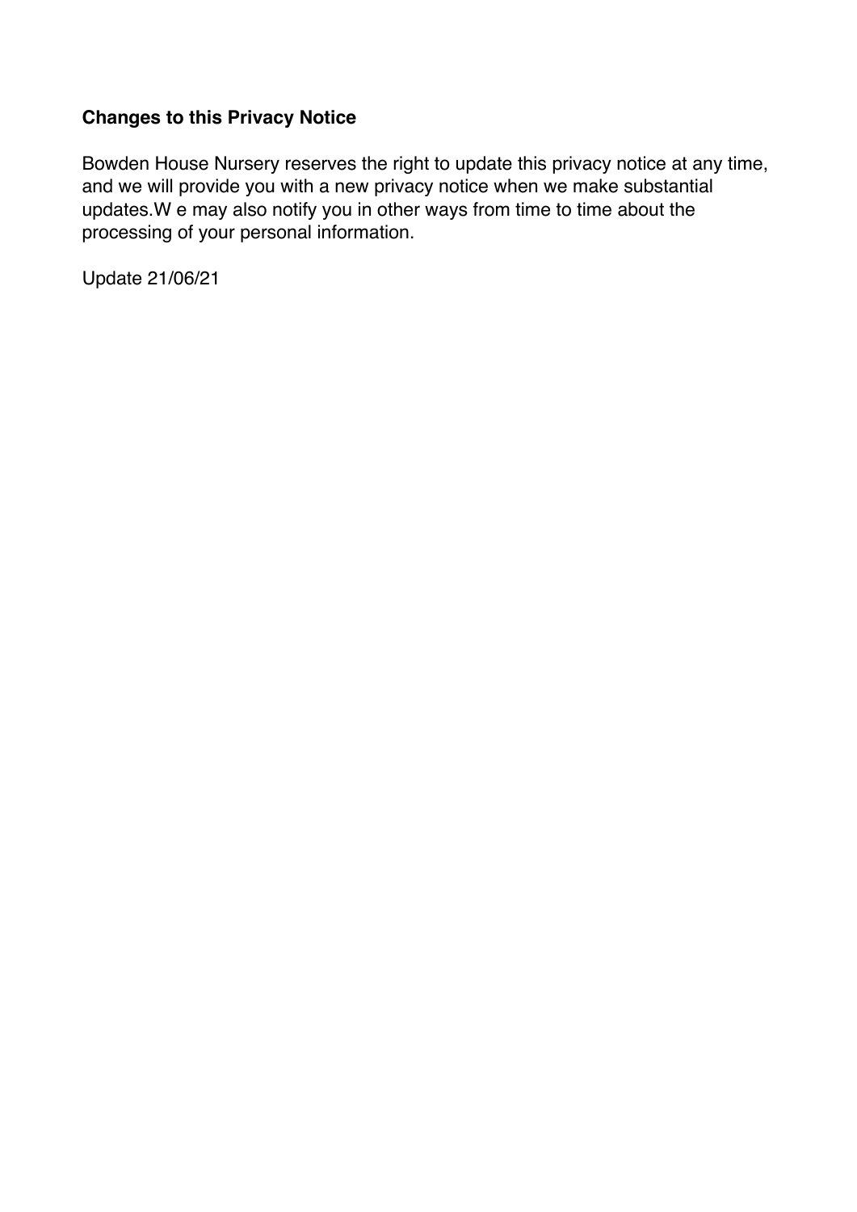**Changes to this Privacy Notice**

Bowden House Nursery reserves the right to update this privacy notice at any time, and we will provide you with a new privacy notice when we make substantial updates.W e may also notify you in other ways from time to time about the processing of your personal information.

Update 21/06/21